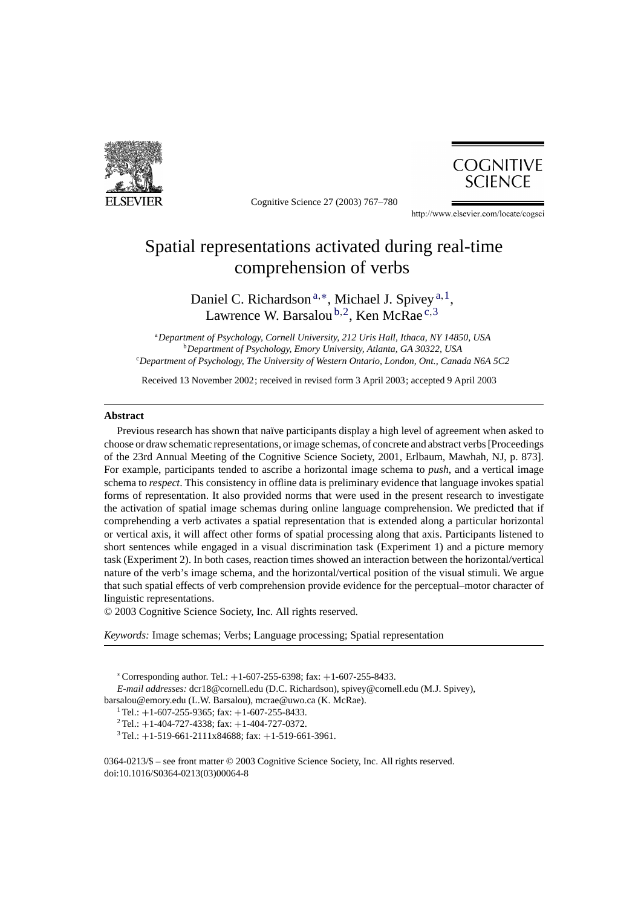# Spatial representations activated during real-time comprehension of verbs

Daniel C. Richardson[a,*], Michael J. Spivey[a,1], Lawrence W. Barsalou[b,2], Ken McRae[c,3]

[a]*Department of Psychology, Cornell University, 212 Uris Hall, Ithaca, NY 14850, USA*
[b]*Department of Psychology, Emory University, Atlanta, GA 30322, USA*
[c]*Department of Psychology, The University of Western Ontario, London, Ont., Canada N6A 5C2*

Received 13 November 2002; received in revised form 3 April 2003; accepted 9 April 2003

## Abstract

Previous research has shown that naïve participants display a high level of agreement when asked to choose or draw schematic representations, or image schemas, of concrete and abstract verbs [Proceedings of the 23rd Annual Meeting of the Cognitive Science Society, 2001, Erlbaum, Mawhah, NJ, p. 873]. For example, participants tended to ascribe a horizontal image schema to *push*, and a vertical image schema to *respect*. This consistency in offline data is preliminary evidence that language invokes spatial forms of representation. It also provided norms that were used in the present research to investigate the activation of spatial image schemas during online language comprehension. We predicted that if comprehending a verb activates a spatial representation that is extended along a particular horizontal or vertical axis, it will affect other forms of spatial processing along that axis. Participants listened to short sentences while engaged in a visual discrimination task (Experiment 1) and a picture memory task (Experiment 2). In both cases, reaction times showed an interaction between the horizontal/vertical nature of the verb's image schema, and the horizontal/vertical position of the visual stimuli. We argue that such spatial effects of verb comprehension provide evidence for the perceptual–motor character of linguistic representations.

© 2003 Cognitive Science Society, Inc. All rights reserved.

*Keywords:* Image schemas; Verbs; Language processing; Spatial representation

---

\* Corresponding author. Tel.: +1-607-255-6398; fax: +1-607-255-8433.

*E-mail addresses:* dcr18@cornell.edu (D.C. Richardson), spivey@cornell.edu (M.J. Spivey), barsalou@emory.edu (L.W. Barsalou), mcrae@uwo.ca (K. McRae).

[1] Tel.: +1-607-255-9365; fax: +1-607-255-8433.

[2] Tel.: +1-404-727-4338; fax: +1-404-727-0372.

[3] Tel.: +1-519-661-2111x84688; fax: +1-519-661-3961.

0364-0213/$ – see front matter © 2003 Cognitive Science Society, Inc. All rights reserved.
doi:10.1016/S0364-0213(03)00064-8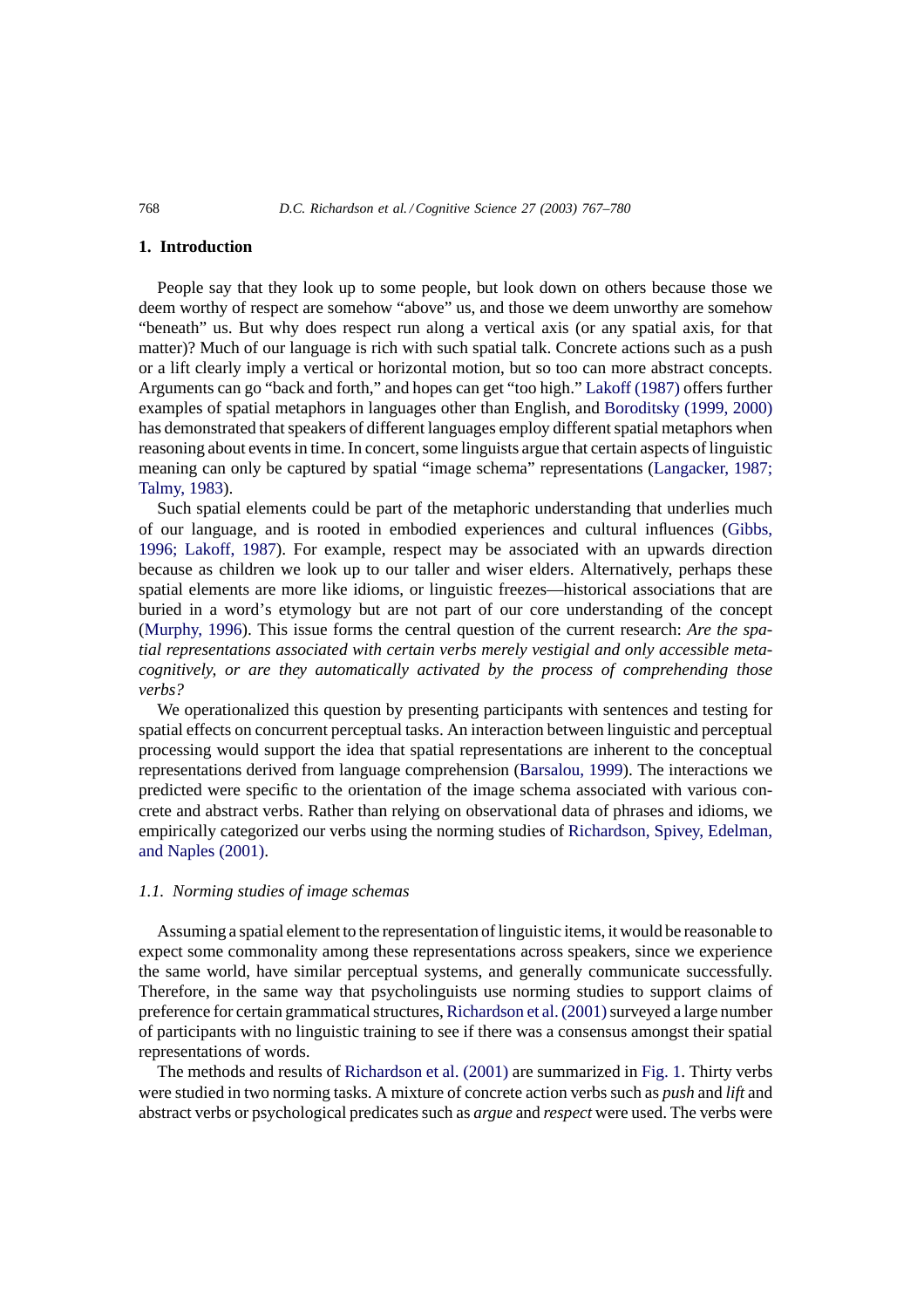## 1. Introduction

People say that they look up to some people, but look down on others because those we deem worthy of respect are somehow "above" us, and those we deem unworthy are somehow "beneath" us. But why does respect run along a vertical axis (or any spatial axis, for that matter)? Much of our language is rich with such spatial talk. Concrete actions such as a push or a lift clearly imply a vertical or horizontal motion, but so too can more abstract concepts. Arguments can go "back and forth," and hopes can get "too high." Lakoff (1987) offers further examples of spatial metaphors in languages other than English, and Boroditsky (1999, 2000) has demonstrated that speakers of different languages employ different spatial metaphors when reasoning about events in time. In concert, some linguists argue that certain aspects of linguistic meaning can only be captured by spatial "image schema" representations (Langacker, 1987; Talmy, 1983).

Such spatial elements could be part of the metaphoric understanding that underlies much of our language, and is rooted in embodied experiences and cultural influences (Gibbs, 1996; Lakoff, 1987). For example, respect may be associated with an upwards direction because as children we look up to our taller and wiser elders. Alternatively, perhaps these spatial elements are more like idioms, or linguistic freezes—historical associations that are buried in a word's etymology but are not part of our core understanding of the concept (Murphy, 1996). This issue forms the central question of the current research: *Are the spatial representations associated with certain verbs merely vestigial and only accessible metacognitively, or are they automatically activated by the process of comprehending those verbs?*

We operationalized this question by presenting participants with sentences and testing for spatial effects on concurrent perceptual tasks. An interaction between linguistic and perceptual processing would support the idea that spatial representations are inherent to the conceptual representations derived from language comprehension (Barsalou, 1999). The interactions we predicted were specific to the orientation of the image schema associated with various concrete and abstract verbs. Rather than relying on observational data of phrases and idioms, we empirically categorized our verbs using the norming studies of Richardson, Spivey, Edelman, and Naples (2001).

### 1.1. Norming studies of image schemas

Assuming a spatial element to the representation of linguistic items, it would be reasonable to expect some commonality among these representations across speakers, since we experience the same world, have similar perceptual systems, and generally communicate successfully. Therefore, in the same way that psycholinguists use norming studies to support claims of preference for certain grammatical structures, Richardson et al. (2001) surveyed a large number of participants with no linguistic training to see if there was a consensus amongst their spatial representations of words.

The methods and results of Richardson et al. (2001) are summarized in Fig. 1. Thirty verbs were studied in two norming tasks. A mixture of concrete action verbs such as *push* and *lift* and abstract verbs or psychological predicates such as *argue* and *respect* were used. The verbs were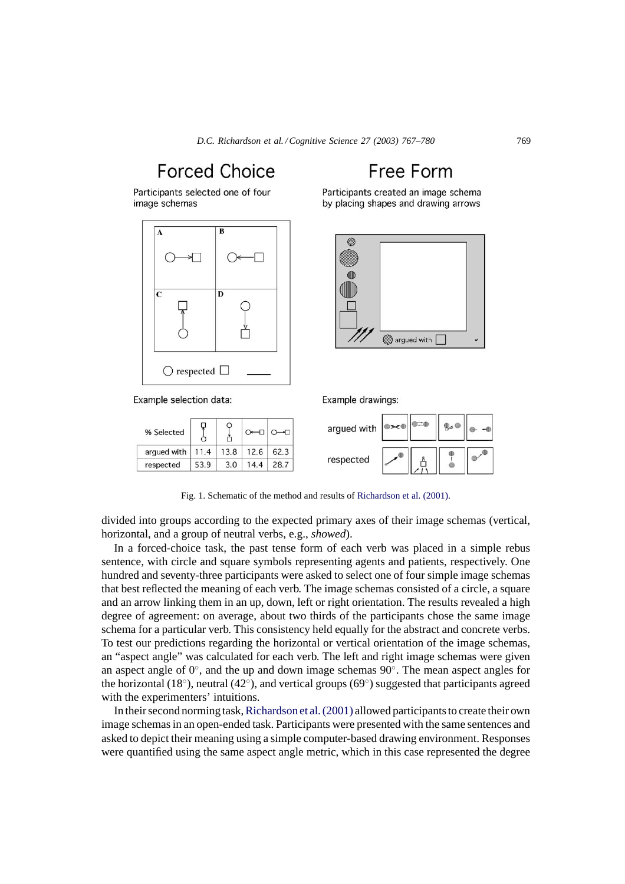Forced Choice

Participants selected one of four image schemas

Free Form

Participants created an image schema by placing shapes and drawing arrows

Example selection data:

| % Selected | (up) | (down) | (left) | (right) |
|---|---|---|---|---|
| argued with | 11.4 | 13.8 | 12.6 | 62.3 |
| respected | 53.9 | 3.0 | 14.4 | 28.7 |

Example drawings:

Fig. 1. Schematic of the method and results of Richardson et al. (2001).

divided into groups according to the expected primary axes of their image schemas (vertical, horizontal, and a group of neutral verbs, e.g., *showed*).

In a forced-choice task, the past tense form of each verb was placed in a simple rebus sentence, with circle and square symbols representing agents and patients, respectively. One hundred and seventy-three participants were asked to select one of four simple image schemas that best reflected the meaning of each verb. The image schemas consisted of a circle, a square and an arrow linking them in an up, down, left or right orientation. The results revealed a high degree of agreement: on average, about two thirds of the participants chose the same image schema for a particular verb. This consistency held equally for the abstract and concrete verbs. To test our predictions regarding the horizontal or vertical orientation of the image schemas, an "aspect angle" was calculated for each verb. The left and right image schemas were given an aspect angle of 0°, and the up and down image schemas 90°. The mean aspect angles for the horizontal (18°), neutral (42°), and vertical groups (69°) suggested that participants agreed with the experimenters' intuitions.

In their second norming task, Richardson et al. (2001) allowed participants to create their own image schemas in an open-ended task. Participants were presented with the same sentences and asked to depict their meaning using a simple computer-based drawing environment. Responses were quantified using the same aspect angle metric, which in this case represented the degree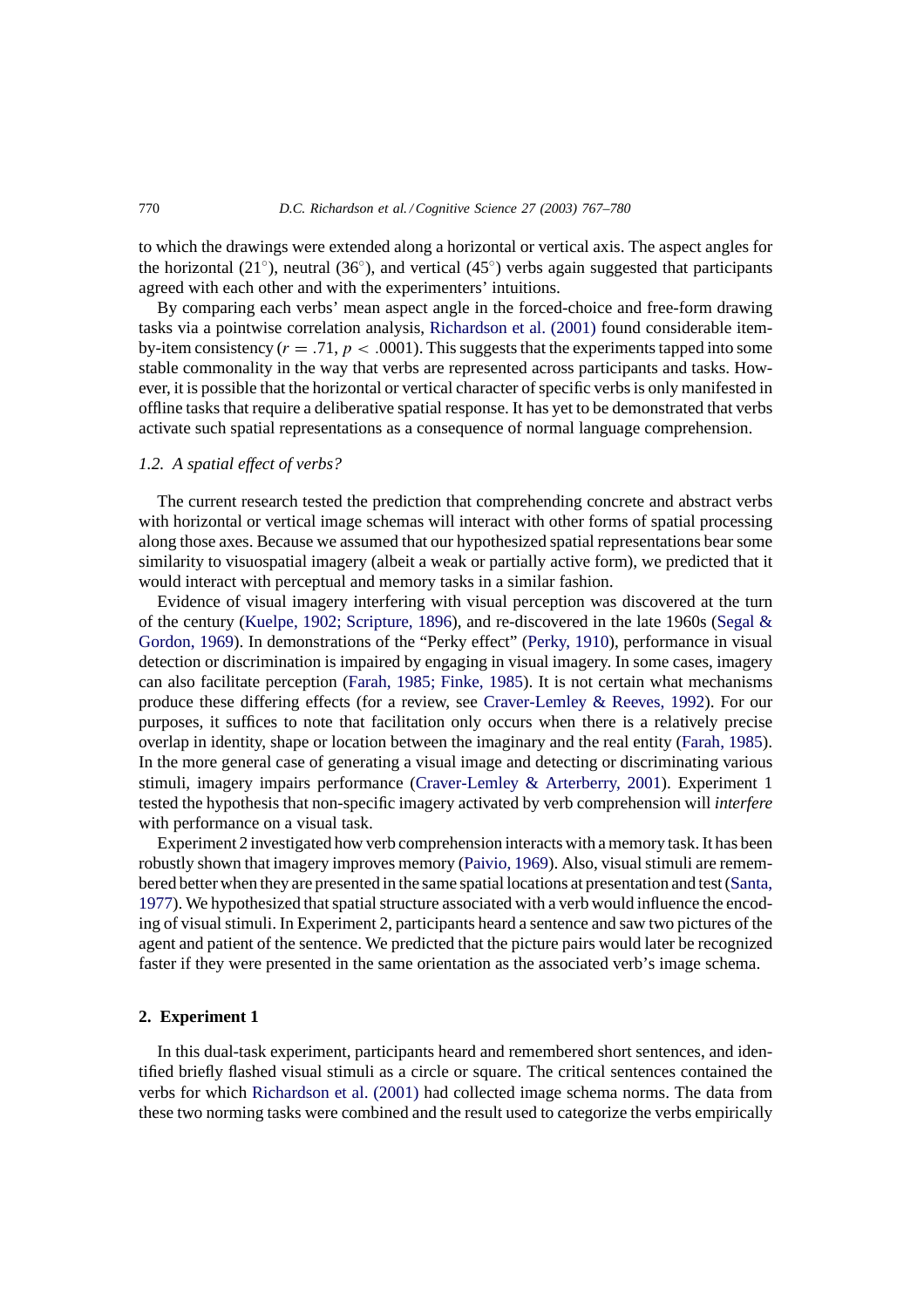to which the drawings were extended along a horizontal or vertical axis. The aspect angles for the horizontal (21°), neutral (36°), and vertical (45°) verbs again suggested that participants agreed with each other and with the experimenters' intuitions.

By comparing each verbs' mean aspect angle in the forced-choice and free-form drawing tasks via a pointwise correlation analysis, Richardson et al. (2001) found considerable item-by-item consistency ($r = .71$, $p < .0001$). This suggests that the experiments tapped into some stable commonality in the way that verbs are represented across participants and tasks. However, it is possible that the horizontal or vertical character of specific verbs is only manifested in offline tasks that require a deliberative spatial response. It has yet to be demonstrated that verbs activate such spatial representations as a consequence of normal language comprehension.

### *1.2. A spatial effect of verbs?*

The current research tested the prediction that comprehending concrete and abstract verbs with horizontal or vertical image schemas will interact with other forms of spatial processing along those axes. Because we assumed that our hypothesized spatial representations bear some similarity to visuospatial imagery (albeit a weak or partially active form), we predicted that it would interact with perceptual and memory tasks in a similar fashion.

Evidence of visual imagery interfering with visual perception was discovered at the turn of the century (Kuelpe, 1902; Scripture, 1896), and re-discovered in the late 1960s (Segal & Gordon, 1969). In demonstrations of the "Perky effect" (Perky, 1910), performance in visual detection or discrimination is impaired by engaging in visual imagery. In some cases, imagery can also facilitate perception (Farah, 1985; Finke, 1985). It is not certain what mechanisms produce these differing effects (for a review, see Craver-Lemley & Reeves, 1992). For our purposes, it suffices to note that facilitation only occurs when there is a relatively precise overlap in identity, shape or location between the imaginary and the real entity (Farah, 1985). In the more general case of generating a visual image and detecting or discriminating various stimuli, imagery impairs performance (Craver-Lemley & Arterberry, 2001). Experiment 1 tested the hypothesis that non-specific imagery activated by verb comprehension will *interfere* with performance on a visual task.

Experiment 2 investigated how verb comprehension interacts with a memory task. It has been robustly shown that imagery improves memory (Paivio, 1969). Also, visual stimuli are remembered better when they are presented in the same spatial locations at presentation and test (Santa, 1977). We hypothesized that spatial structure associated with a verb would influence the encoding of visual stimuli. In Experiment 2, participants heard a sentence and saw two pictures of the agent and patient of the sentence. We predicted that the picture pairs would later be recognized faster if they were presented in the same orientation as the associated verb's image schema.

## 2. Experiment 1

In this dual-task experiment, participants heard and remembered short sentences, and identified briefly flashed visual stimuli as a circle or square. The critical sentences contained the verbs for which Richardson et al. (2001) had collected image schema norms. The data from these two norming tasks were combined and the result used to categorize the verbs empirically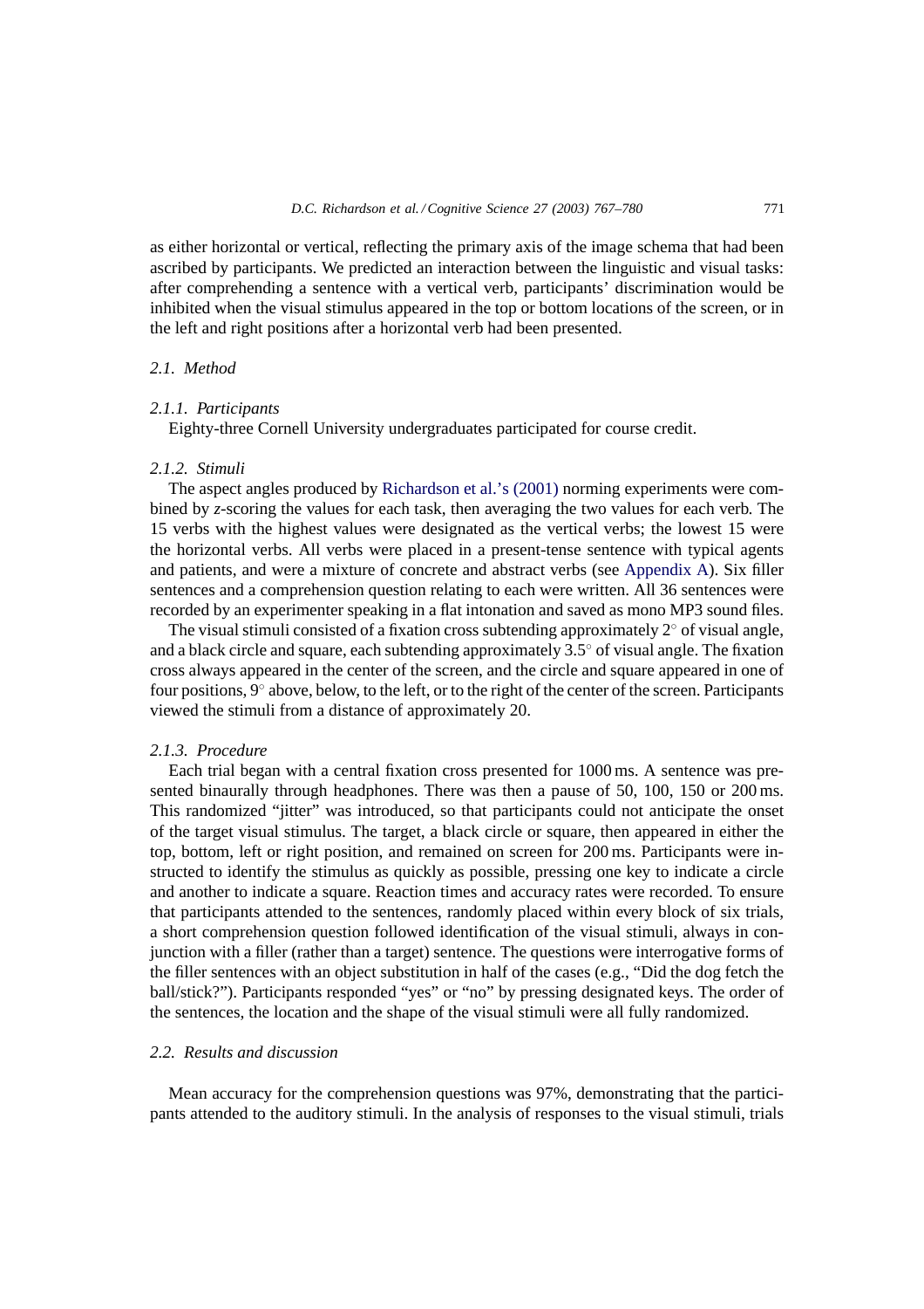as either horizontal or vertical, reflecting the primary axis of the image schema that had been ascribed by participants. We predicted an interaction between the linguistic and visual tasks: after comprehending a sentence with a vertical verb, participants' discrimination would be inhibited when the visual stimulus appeared in the top or bottom locations of the screen, or in the left and right positions after a horizontal verb had been presented.

### *2.1. Method*

#### *2.1.1. Participants*

Eighty-three Cornell University undergraduates participated for course credit.

#### *2.1.2. Stimuli*

The aspect angles produced by Richardson et al.'s (2001) norming experiments were combined by *z*-scoring the values for each task, then averaging the two values for each verb. The 15 verbs with the highest values were designated as the vertical verbs; the lowest 15 were the horizontal verbs. All verbs were placed in a present-tense sentence with typical agents and patients, and were a mixture of concrete and abstract verbs (see Appendix A). Six filler sentences and a comprehension question relating to each were written. All 36 sentences were recorded by an experimenter speaking in a flat intonation and saved as mono MP3 sound files.

The visual stimuli consisted of a fixation cross subtending approximately $2^{\circ}$ of visual angle, and a black circle and square, each subtending approximately $3.5^{\circ}$ of visual angle. The fixation cross always appeared in the center of the screen, and the circle and square appeared in one of four positions, $9^{\circ}$ above, below, to the left, or to the right of the center of the screen. Participants viewed the stimuli from a distance of approximately 20.

#### *2.1.3. Procedure*

Each trial began with a central fixation cross presented for 1000 ms. A sentence was presented binaurally through headphones. There was then a pause of 50, 100, 150 or 200 ms. This randomized "jitter" was introduced, so that participants could not anticipate the onset of the target visual stimulus. The target, a black circle or square, then appeared in either the top, bottom, left or right position, and remained on screen for 200 ms. Participants were instructed to identify the stimulus as quickly as possible, pressing one key to indicate a circle and another to indicate a square. Reaction times and accuracy rates were recorded. To ensure that participants attended to the sentences, randomly placed within every block of six trials, a short comprehension question followed identification of the visual stimuli, always in conjunction with a filler (rather than a target) sentence. The questions were interrogative forms of the filler sentences with an object substitution in half of the cases (e.g., "Did the dog fetch the ball/stick?"). Participants responded "yes" or "no" by pressing designated keys. The order of the sentences, the location and the shape of the visual stimuli were all fully randomized.

### *2.2. Results and discussion*

Mean accuracy for the comprehension questions was 97%, demonstrating that the participants attended to the auditory stimuli. In the analysis of responses to the visual stimuli, trials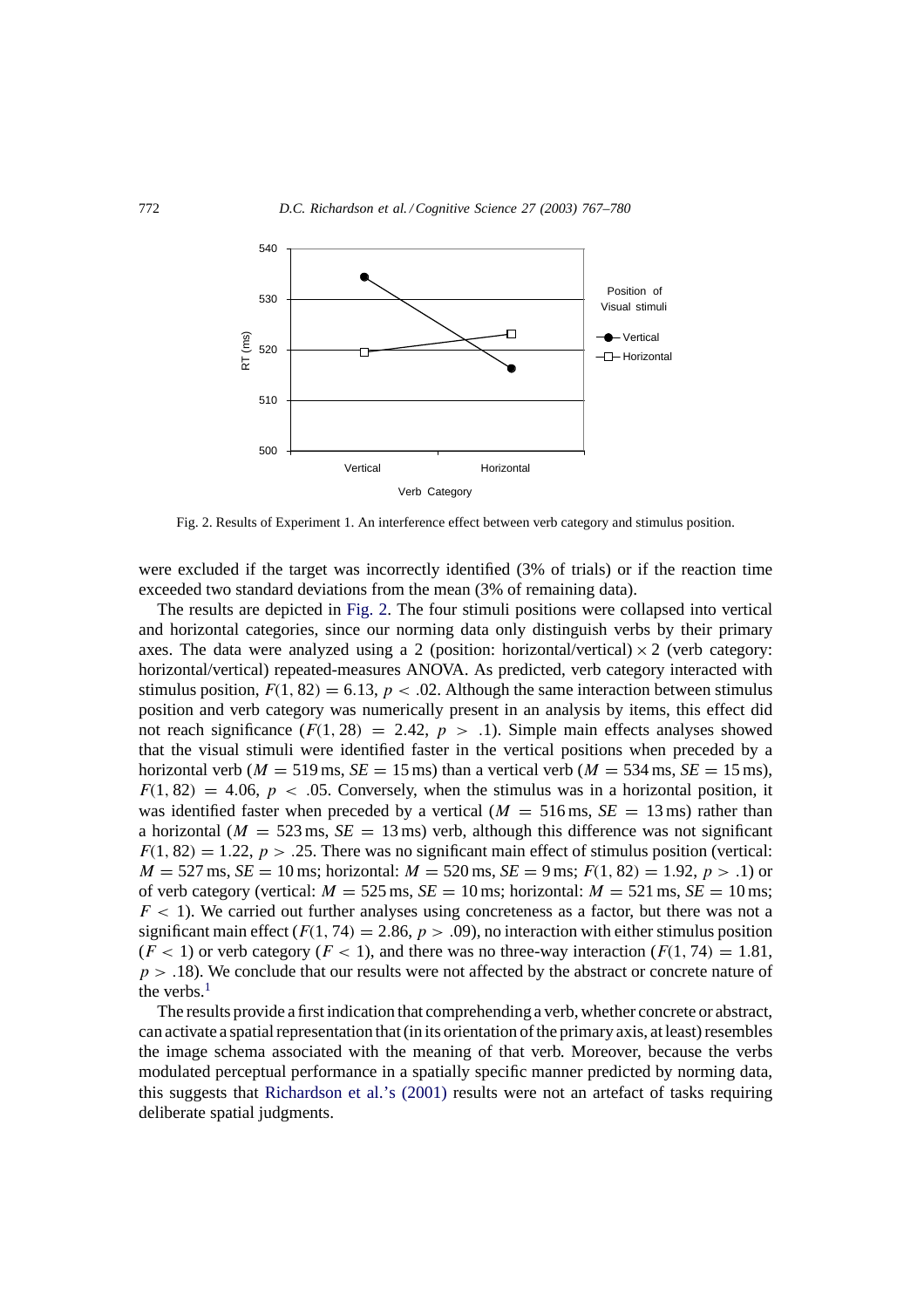540

530

520

510

500

RT (ms)

Vertical

Horizontal

Verb Category

Position of Visual stimuli

Vertical

Horizontal

Fig. 2. Results of Experiment 1. An interference effect between verb category and stimulus position.

were excluded if the target was incorrectly identified (3% of trials) or if the reaction time exceeded two standard deviations from the mean (3% of remaining data).

The results are depicted in Fig. 2. The four stimuli positions were collapsed into vertical and horizontal categories, since our norming data only distinguish verbs by their primary axes. The data were analyzed using a 2 (position: horizontal/vertical) × 2 (verb category: horizontal/vertical) repeated-measures ANOVA. As predicted, verb category interacted with stimulus position, $F(1, 82) = 6.13$, $p < .02$. Although the same interaction between stimulus position and verb category was numerically present in an analysis by items, this effect did not reach significance ($F(1, 28) = 2.42$, $p > .1$). Simple main effects analyses showed that the visual stimuli were identified faster in the vertical positions when preceded by a horizontal verb ($M = 519$ ms, $SE = 15$ ms) than a vertical verb ($M = 534$ ms, $SE = 15$ ms), $F(1, 82) = 4.06$, $p < .05$. Conversely, when the stimulus was in a horizontal position, it was identified faster when preceded by a vertical ($M = 516$ ms, $SE = 13$ ms) rather than a horizontal ($M = 523$ ms, $SE = 13$ ms) verb, although this difference was not significant $F(1, 82) = 1.22$, $p > .25$. There was no significant main effect of stimulus position (vertical: $M = 527$ ms, $SE = 10$ ms; horizontal: $M = 520$ ms, $SE = 9$ ms; $F(1, 82) = 1.92$, $p > .1$) or of verb category (vertical: $M = 525$ ms, $SE = 10$ ms; horizontal: $M = 521$ ms, $SE = 10$ ms; $F < 1$). We carried out further analyses using concreteness as a factor, but there was not a significant main effect ($F(1, 74) = 2.86$, $p > .09$), no interaction with either stimulus position ($F < 1$) or verb category ($F < 1$), and there was no three-way interaction ($F(1, 74) = 1.81$, $p > .18$). We conclude that our results were not affected by the abstract or concrete nature of the verbs.[1]

The results provide a first indication that comprehending a verb, whether concrete or abstract, can activate a spatial representation that (in its orientation of the primary axis, at least) resembles the image schema associated with the meaning of that verb. Moreover, because the verbs modulated perceptual performance in a spatially specific manner predicted by norming data, this suggests that Richardson et al.'s (2001) results were not an artefact of tasks requiring deliberate spatial judgments.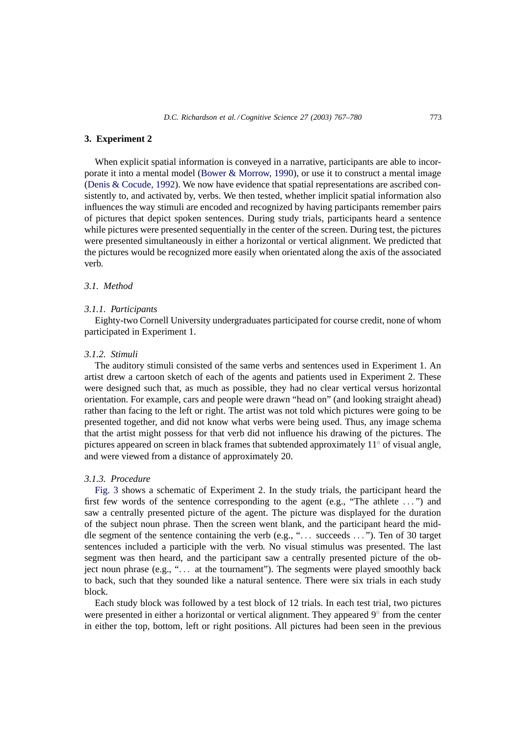## 3. Experiment 2

When explicit spatial information is conveyed in a narrative, participants are able to incorporate it into a mental model (Bower & Morrow, 1990), or use it to construct a mental image (Denis & Cocude, 1992). We now have evidence that spatial representations are ascribed consistently to, and activated by, verbs. We then tested, whether implicit spatial information also influences the way stimuli are encoded and recognized by having participants remember pairs of pictures that depict spoken sentences. During study trials, participants heard a sentence while pictures were presented sequentially in the center of the screen. During test, the pictures were presented simultaneously in either a horizontal or vertical alignment. We predicted that the pictures would be recognized more easily when orientated along the axis of the associated verb.

### *3.1. Method*

#### *3.1.1. Participants*

Eighty-two Cornell University undergraduates participated for course credit, none of whom participated in Experiment 1.

#### *3.1.2. Stimuli*

The auditory stimuli consisted of the same verbs and sentences used in Experiment 1. An artist drew a cartoon sketch of each of the agents and patients used in Experiment 2. These were designed such that, as much as possible, they had no clear vertical versus horizontal orientation. For example, cars and people were drawn "head on" (and looking straight ahead) rather than facing to the left or right. The artist was not told which pictures were going to be presented together, and did not know what verbs were being used. Thus, any image schema that the artist might possess for that verb did not influence his drawing of the pictures. The pictures appeared on screen in black frames that subtended approximately 11° of visual angle, and were viewed from a distance of approximately 20.

#### *3.1.3. Procedure*

Fig. 3 shows a schematic of Experiment 2. In the study trials, the participant heard the first few words of the sentence corresponding to the agent (e.g., "The athlete ...") and saw a centrally presented picture of the agent. The picture was displayed for the duration of the subject noun phrase. Then the screen went blank, and the participant heard the middle segment of the sentence containing the verb (e.g., "... succeeds ..."). Ten of 30 target sentences included a participle with the verb. No visual stimulus was presented. The last segment was then heard, and the participant saw a centrally presented picture of the object noun phrase (e.g., "... at the tournament"). The segments were played smoothly back to back, such that they sounded like a natural sentence. There were six trials in each study block.

Each study block was followed by a test block of 12 trials. In each test trial, two pictures were presented in either a horizontal or vertical alignment. They appeared 9° from the center in either the top, bottom, left or right positions. All pictures had been seen in the previous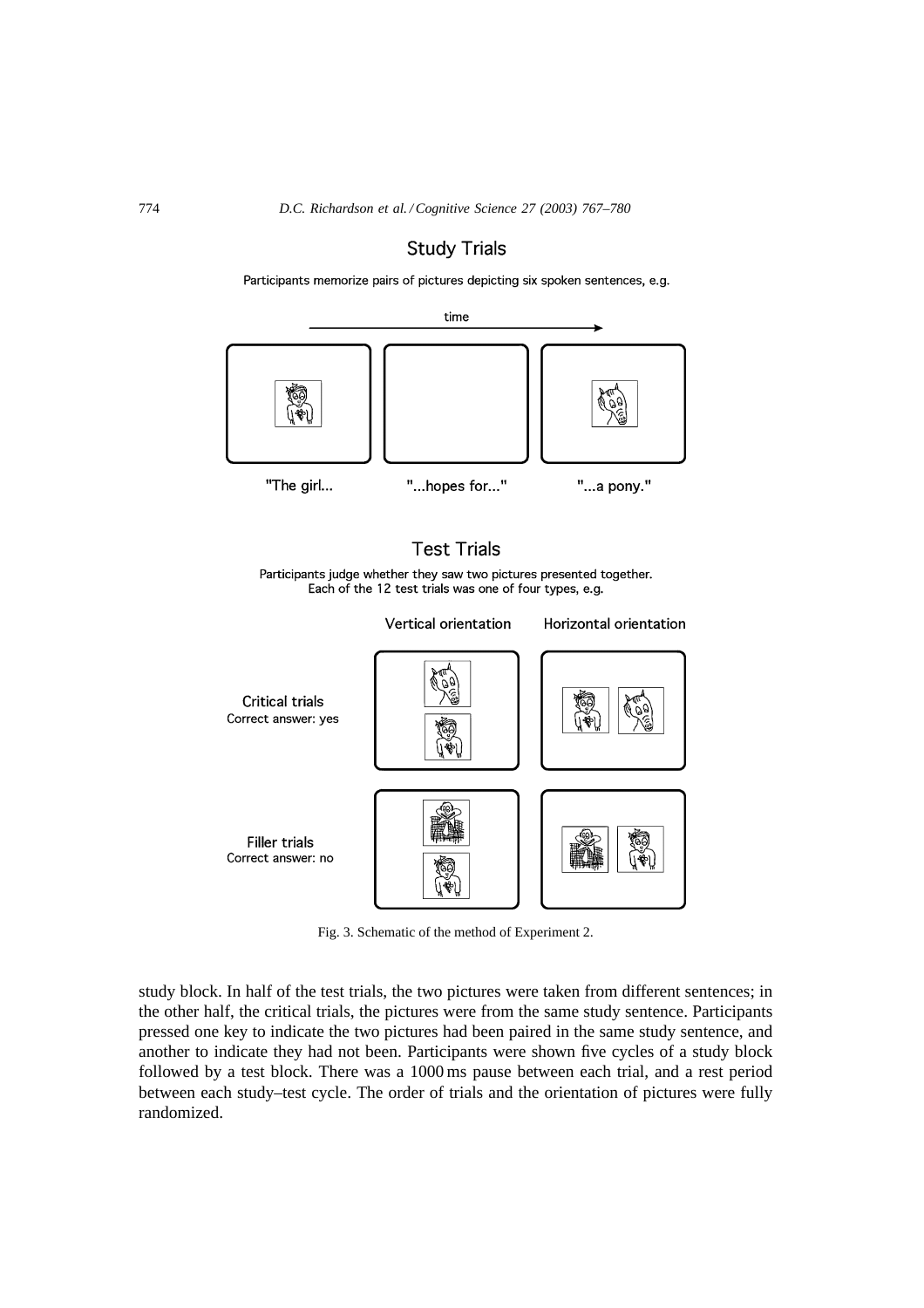Study Trials

Participants memorize pairs of pictures depicting six spoken sentences, e.g.

time

"The girl...

"...hopes for..."

"...a pony."

Test Trials

Participants judge whether they saw two pictures presented together.
Each of the 12 test trials was one of four types, e.g.

Vertical orientation

Horizontal orientation

Critical trials
Correct answer: yes

Filler trials
Correct answer: no

Fig. 3. Schematic of the method of Experiment 2.

study block. In half of the test trials, the two pictures were taken from different sentences; in the other half, the critical trials, the pictures were from the same study sentence. Participants pressed one key to indicate the two pictures had been paired in the same study sentence, and another to indicate they had not been. Participants were shown five cycles of a study block followed by a test block. There was a 1000 ms pause between each trial, and a rest period between each study–test cycle. The order of trials and the orientation of pictures were fully randomized.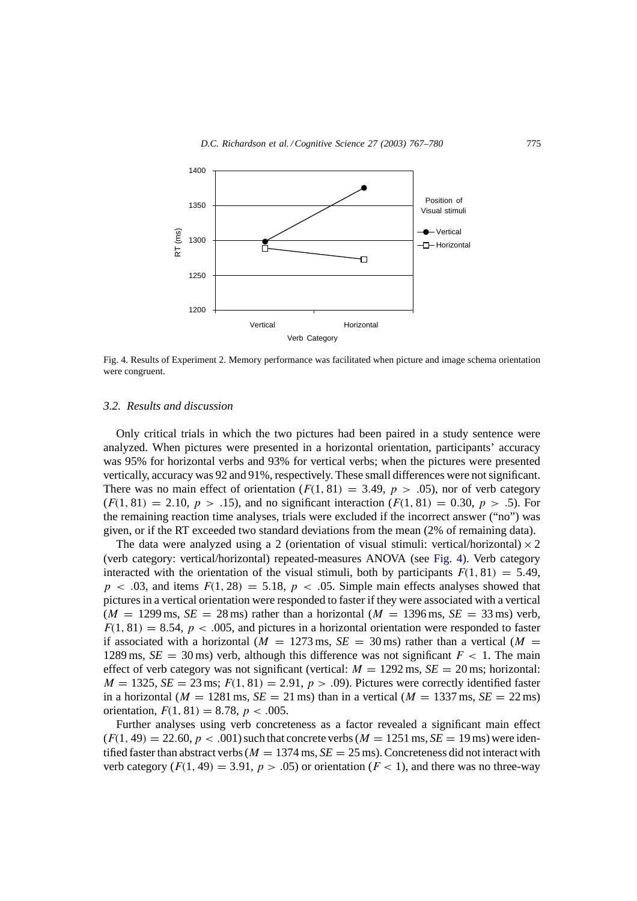1400
1350
1300
1250
1200
RT (ms)
Vertical
Horizontal
Verb Category
Position of Visual stimuli
Vertical
Horizontal

Fig. 4. Results of Experiment 2. Memory performance was facilitated when picture and image schema orientation were congruent.

### 3.2. Results and discussion

Only critical trials in which the two pictures had been paired in a study sentence were analyzed. When pictures were presented in a horizontal orientation, participants' accuracy was 95% for horizontal verbs and 93% for vertical verbs; when the pictures were presented vertically, accuracy was 92 and 91%, respectively. These small differences were not significant. There was no main effect of orientation ($F(1, 81) = 3.49$, $p > .05$), nor of verb category ($F(1, 81) = 2.10$, $p > .15$), and no significant interaction ($F(1, 81) = 0.30$, $p > .5$). For the remaining reaction time analyses, trials were excluded if the incorrect answer ("no") was given, or if the RT exceeded two standard deviations from the mean (2% of remaining data).

The data were analyzed using a 2 (orientation of visual stimuli: vertical/horizontal) × 2 (verb category: vertical/horizontal) repeated-measures ANOVA (see Fig. 4). Verb category interacted with the orientation of the visual stimuli, both by participants $F(1, 81) = 5.49$, $p < .03$, and items $F(1, 28) = 5.18$, $p < .05$. Simple main effects analyses showed that pictures in a vertical orientation were responded to faster if they were associated with a vertical ($M = 1299$ ms, $SE = 28$ ms) rather than a horizontal ($M = 1396$ ms, $SE = 33$ ms) verb, $F(1, 81) = 8.54$, $p < .005$, and pictures in a horizontal orientation were responded to faster if associated with a horizontal ($M = 1273$ ms, $SE = 30$ ms) rather than a vertical ($M = 1289$ ms, $SE = 30$ ms) verb, although this difference was not significant $F < 1$. The main effect of verb category was not significant (vertical: $M = 1292$ ms, $SE = 20$ ms; horizontal: $M = 1325$, $SE = 23$ ms; $F(1, 81) = 2.91$, $p > .09$). Pictures were correctly identified faster in a horizontal ($M = 1281$ ms, $SE = 21$ ms) than in a vertical ($M = 1337$ ms, $SE = 22$ ms) orientation, $F(1, 81) = 8.78$, $p < .005$.

Further analyses using verb concreteness as a factor revealed a significant main effect ($F(1, 49) = 22.60$, $p < .001$) such that concrete verbs ($M = 1251$ ms, $SE = 19$ ms) were identified faster than abstract verbs ($M = 1374$ ms, $SE = 25$ ms). Concreteness did not interact with verb category ($F(1, 49) = 3.91$, $p > .05$) or orientation ($F < 1$), and there was no three-way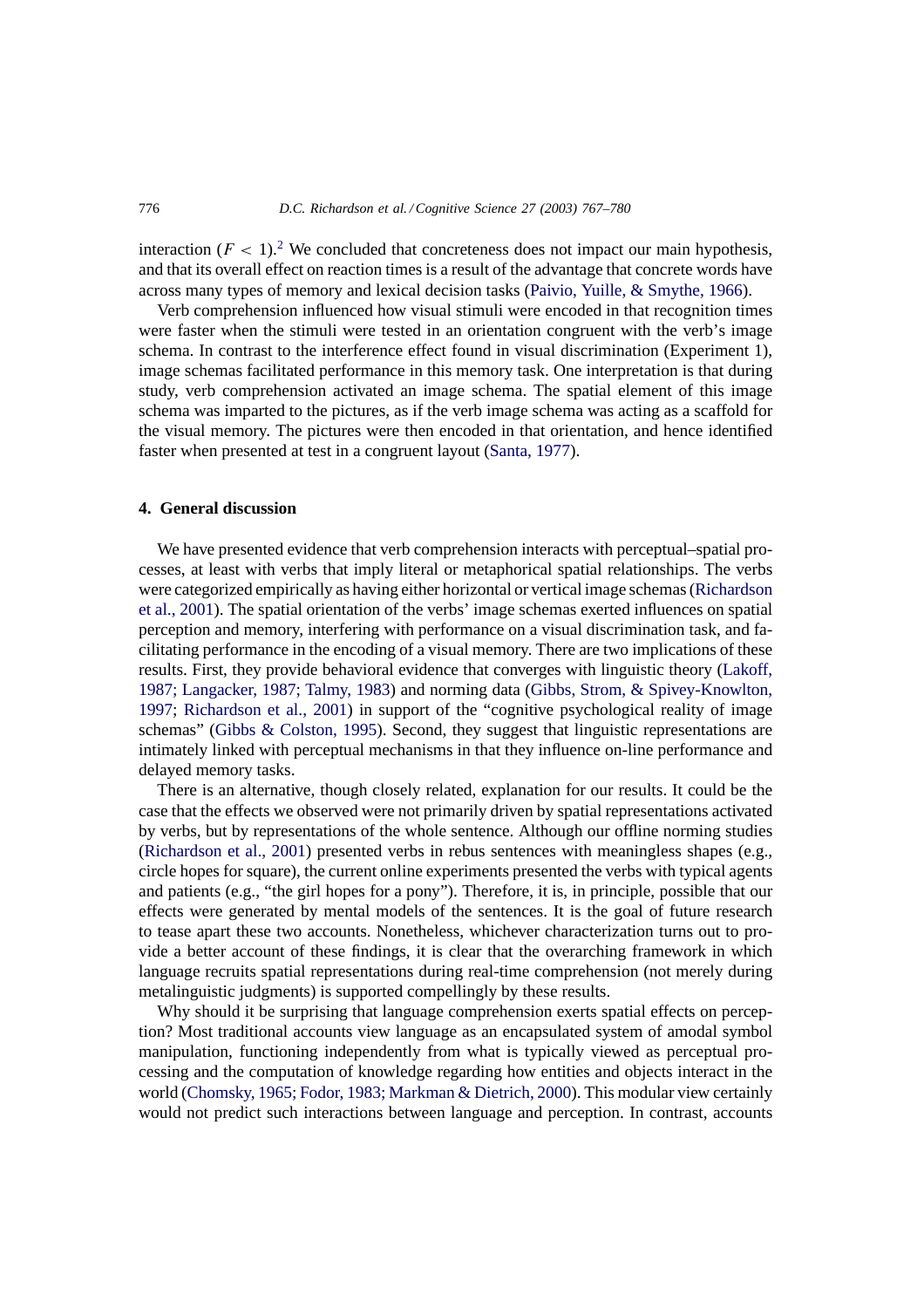interaction ($F < 1$).[2] We concluded that concreteness does not impact our main hypothesis, and that its overall effect on reaction times is a result of the advantage that concrete words have across many types of memory and lexical decision tasks (Paivio, Yuille, & Smythe, 1966).

Verb comprehension influenced how visual stimuli were encoded in that recognition times were faster when the stimuli were tested in an orientation congruent with the verb's image schema. In contrast to the interference effect found in visual discrimination (Experiment 1), image schemas facilitated performance in this memory task. One interpretation is that during study, verb comprehension activated an image schema. The spatial element of this image schema was imparted to the pictures, as if the verb image schema was acting as a scaffold for the visual memory. The pictures were then encoded in that orientation, and hence identified faster when presented at test in a congruent layout (Santa, 1977).

## 4. General discussion

We have presented evidence that verb comprehension interacts with perceptual–spatial processes, at least with verbs that imply literal or metaphorical spatial relationships. The verbs were categorized empirically as having either horizontal or vertical image schemas (Richardson et al., 2001). The spatial orientation of the verbs' image schemas exerted influences on spatial perception and memory, interfering with performance on a visual discrimination task, and facilitating performance in the encoding of a visual memory. There are two implications of these results. First, they provide behavioral evidence that converges with linguistic theory (Lakoff, 1987; Langacker, 1987; Talmy, 1983) and norming data (Gibbs, Strom, & Spivey-Knowlton, 1997; Richardson et al., 2001) in support of the "cognitive psychological reality of image schemas" (Gibbs & Colston, 1995). Second, they suggest that linguistic representations are intimately linked with perceptual mechanisms in that they influence on-line performance and delayed memory tasks.

There is an alternative, though closely related, explanation for our results. It could be the case that the effects we observed were not primarily driven by spatial representations activated by verbs, but by representations of the whole sentence. Although our offline norming studies (Richardson et al., 2001) presented verbs in rebus sentences with meaningless shapes (e.g., circle hopes for square), the current online experiments presented the verbs with typical agents and patients (e.g., "the girl hopes for a pony"). Therefore, it is, in principle, possible that our effects were generated by mental models of the sentences. It is the goal of future research to tease apart these two accounts. Nonetheless, whichever characterization turns out to provide a better account of these findings, it is clear that the overarching framework in which language recruits spatial representations during real-time comprehension (not merely during metalinguistic judgments) is supported compellingly by these results.

Why should it be surprising that language comprehension exerts spatial effects on perception? Most traditional accounts view language as an encapsulated system of amodal symbol manipulation, functioning independently from what is typically viewed as perceptual processing and the computation of knowledge regarding how entities and objects interact in the world (Chomsky, 1965; Fodor, 1983; Markman & Dietrich, 2000). This modular view certainly would not predict such interactions between language and perception. In contrast, accounts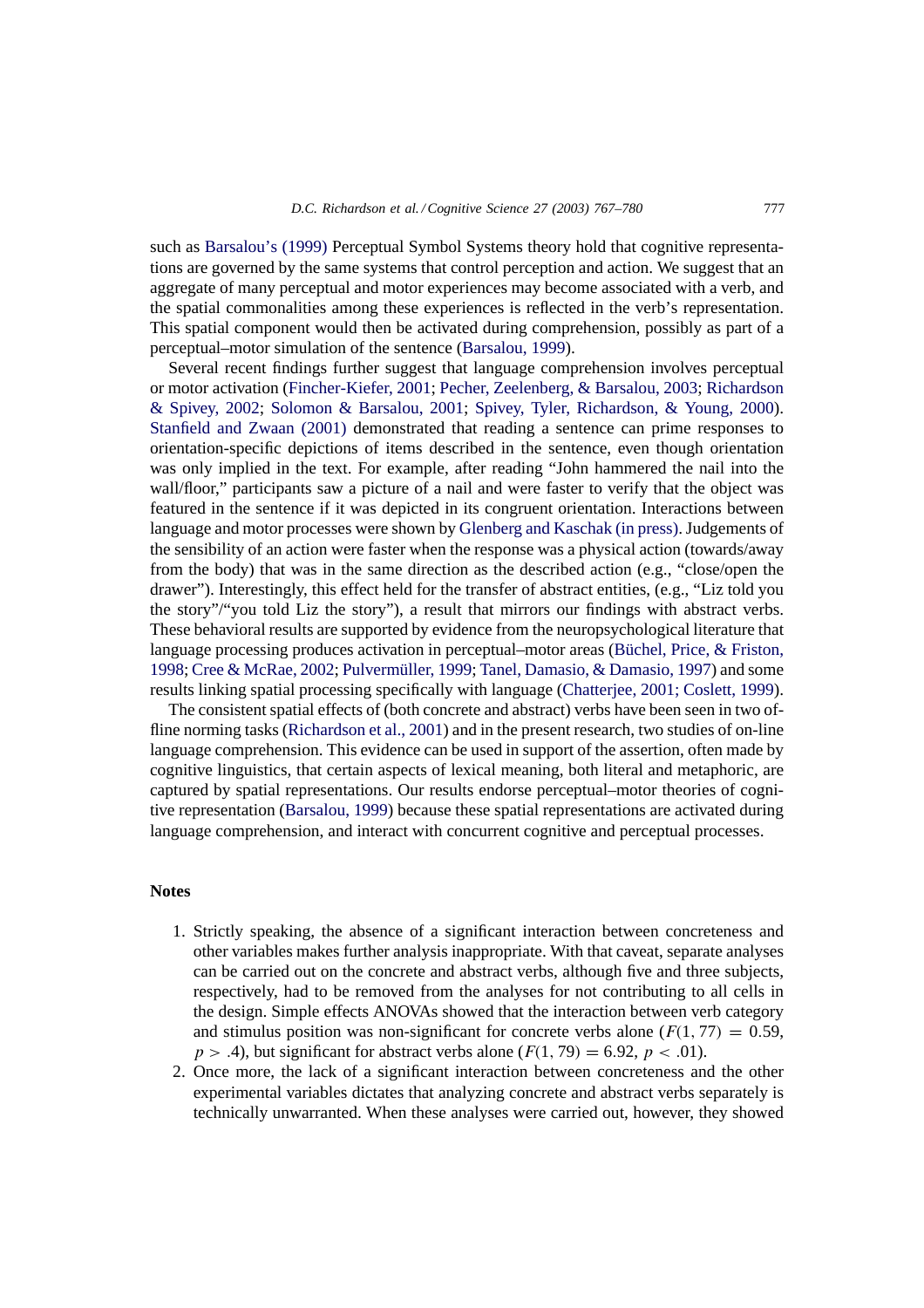such as Barsalou's (1999) Perceptual Symbol Systems theory hold that cognitive representations are governed by the same systems that control perception and action. We suggest that an aggregate of many perceptual and motor experiences may become associated with a verb, and the spatial commonalities among these experiences is reflected in the verb's representation. This spatial component would then be activated during comprehension, possibly as part of a perceptual–motor simulation of the sentence (Barsalou, 1999).

Several recent findings further suggest that language comprehension involves perceptual or motor activation (Fincher-Kiefer, 2001; Pecher, Zeelenberg, & Barsalou, 2003; Richardson & Spivey, 2002; Solomon & Barsalou, 2001; Spivey, Tyler, Richardson, & Young, 2000). Stanfield and Zwaan (2001) demonstrated that reading a sentence can prime responses to orientation-specific depictions of items described in the sentence, even though orientation was only implied in the text. For example, after reading "John hammered the nail into the wall/floor," participants saw a picture of a nail and were faster to verify that the object was featured in the sentence if it was depicted in its congruent orientation. Interactions between language and motor processes were shown by Glenberg and Kaschak (in press). Judgements of the sensibility of an action were faster when the response was a physical action (towards/away from the body) that was in the same direction as the described action (e.g., "close/open the drawer"). Interestingly, this effect held for the transfer of abstract entities, (e.g., "Liz told you the story"/"you told Liz the story"), a result that mirrors our findings with abstract verbs. These behavioral results are supported by evidence from the neuropsychological literature that language processing produces activation in perceptual–motor areas (Büchel, Price, & Friston, 1998; Cree & McRae, 2002; Pulvermüller, 1999; Tanel, Damasio, & Damasio, 1997) and some results linking spatial processing specifically with language (Chatterjee, 2001; Coslett, 1999).

The consistent spatial effects of (both concrete and abstract) verbs have been seen in two off-line norming tasks (Richardson et al., 2001) and in the present research, two studies of on-line language comprehension. This evidence can be used in support of the assertion, often made by cognitive linguistics, that certain aspects of lexical meaning, both literal and metaphoric, are captured by spatial representations. Our results endorse perceptual–motor theories of cognitive representation (Barsalou, 1999) because these spatial representations are activated during language comprehension, and interact with concurrent cognitive and perceptual processes.

## Notes

1. Strictly speaking, the absence of a significant interaction between concreteness and other variables makes further analysis inappropriate. With that caveat, separate analyses can be carried out on the concrete and abstract verbs, although five and three subjects, respectively, had to be removed from the analyses for not contributing to all cells in the design. Simple effects ANOVAs showed that the interaction between verb category and stimulus position was non-significant for concrete verbs alone ($F(1, 77) = 0.59$, $p > .4$), but significant for abstract verbs alone ($F(1, 79) = 6.92$, $p < .01$).
2. Once more, the lack of a significant interaction between concreteness and the other experimental variables dictates that analyzing concrete and abstract verbs separately is technically unwarranted. When these analyses were carried out, however, they showed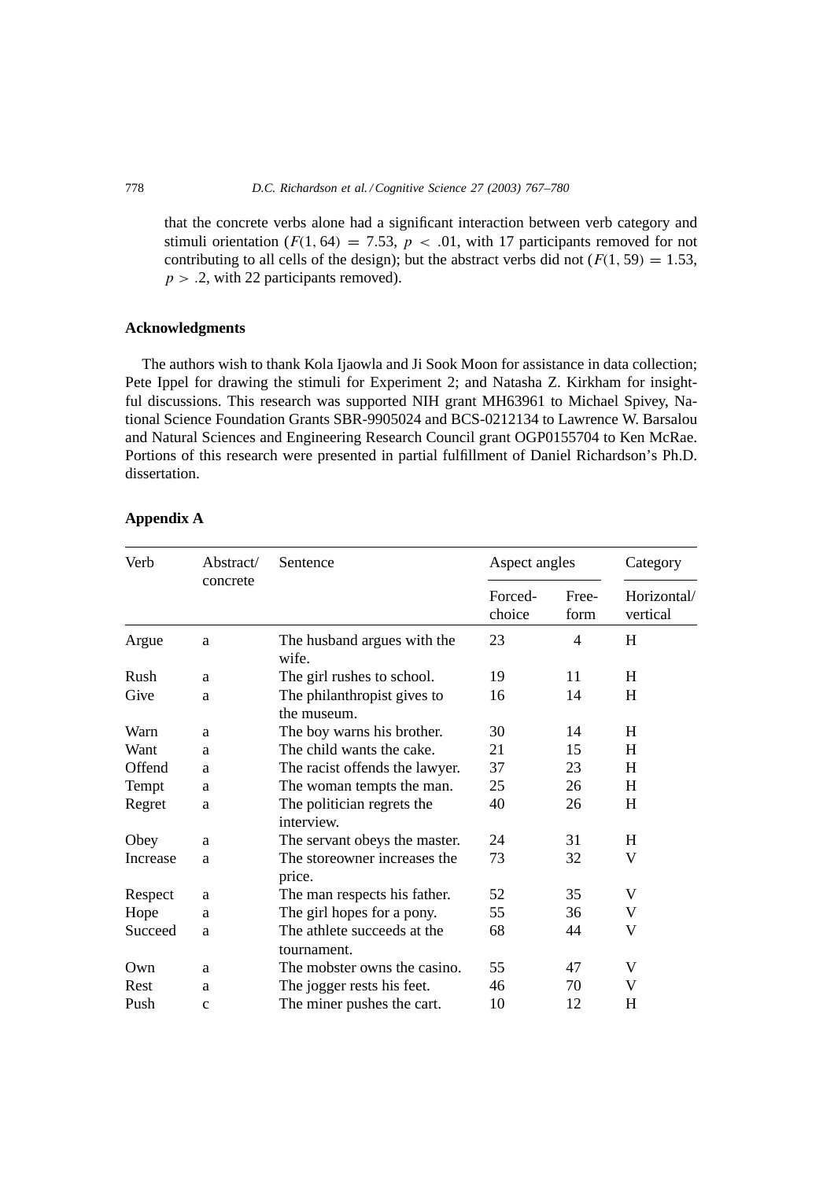that the concrete verbs alone had a significant interaction between verb category and stimuli orientation ($F(1, 64) = 7.53$, $p < .01$, with 17 participants removed for not contributing to all cells of the design); but the abstract verbs did not ($F(1, 59) = 1.53$, $p > .2$, with 22 participants removed).

## Acknowledgments

The authors wish to thank Kola Ijaowla and Ji Sook Moon for assistance in data collection; Pete Ippel for drawing the stimuli for Experiment 2; and Natasha Z. Kirkham for insightful discussions. This research was supported NIH grant MH63961 to Michael Spivey, National Science Foundation Grants SBR-9905024 and BCS-0212134 to Lawrence W. Barsalou and Natural Sciences and Engineering Research Council grant OGP0155704 to Ken McRae. Portions of this research were presented in partial fulfillment of Daniel Richardson's Ph.D. dissertation.

## Appendix A

| Verb | Abstract/concrete | Sentence | Aspect angles | | Category |
|---|---|---|---|---|---|
| | | | Forced-choice | Free-form | Horizontal/vertical |
| Argue | a | The husband argues with the wife. | 23 | 4 | H |
| Rush | a | The girl rushes to school. | 19 | 11 | H |
| Give | a | The philanthropist gives to the museum. | 16 | 14 | H |
| Warn | a | The boy warns his brother. | 30 | 14 | H |
| Want | a | The child wants the cake. | 21 | 15 | H |
| Offend | a | The racist offends the lawyer. | 37 | 23 | H |
| Tempt | a | The woman tempts the man. | 25 | 26 | H |
| Regret | a | The politician regrets the interview. | 40 | 26 | H |
| Obey | a | The servant obeys the master. | 24 | 31 | H |
| Increase | a | The storeowner increases the price. | 73 | 32 | V |
| Respect | a | The man respects his father. | 52 | 35 | V |
| Hope | a | The girl hopes for a pony. | 55 | 36 | V |
| Succeed | a | The athlete succeeds at the tournament. | 68 | 44 | V |
| Own | a | The mobster owns the casino. | 55 | 47 | V |
| Rest | a | The jogger rests his feet. | 46 | 70 | V |
| Push | c | The miner pushes the cart. | 10 | 12 | H |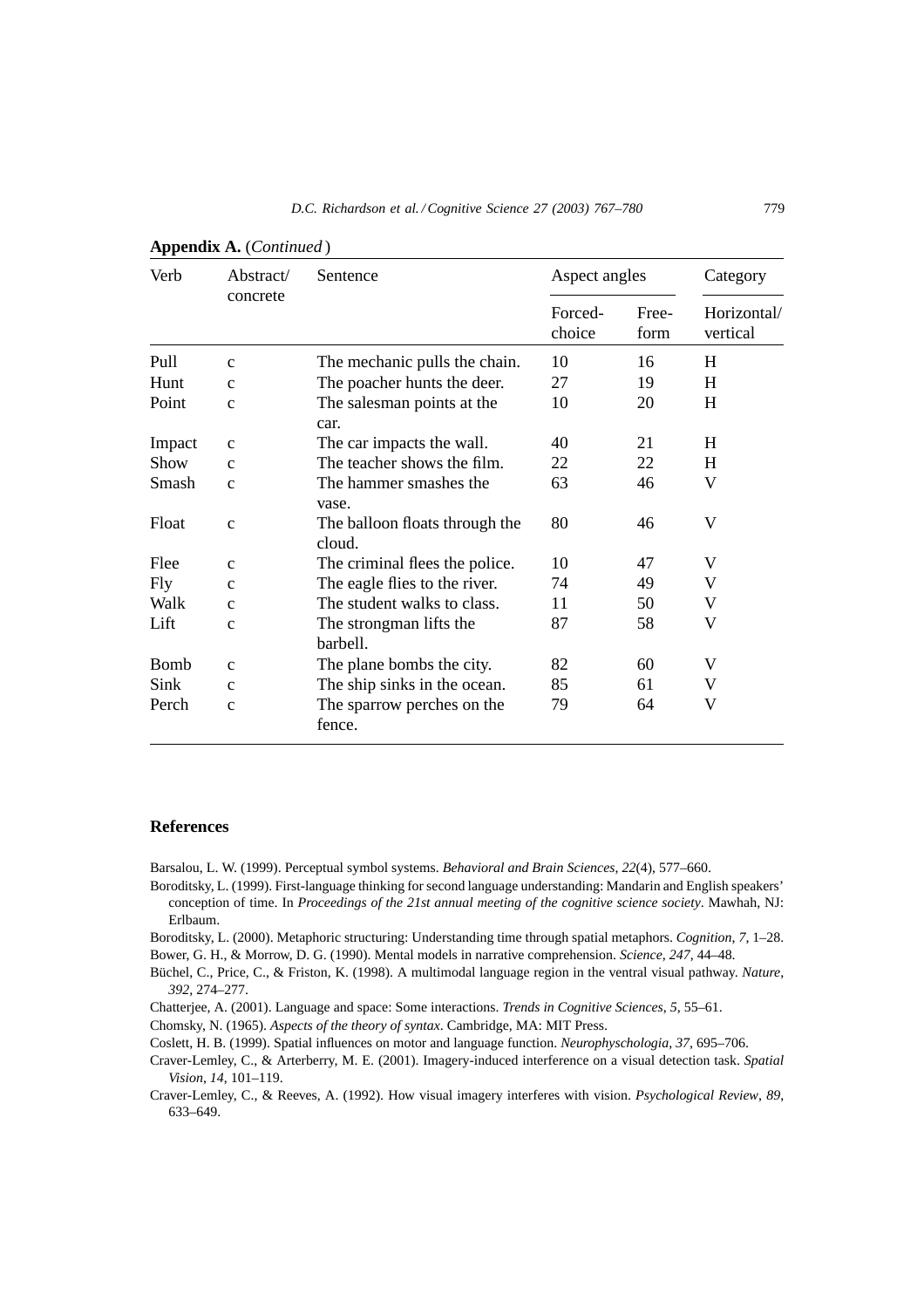**Appendix A.** (*Continued*)

| Verb | Abstract/ concrete | Sentence | Aspect angles | | Category |
|---|---|---|---|---|---|
| | | | Forced-choice | Free-form | Horizontal/ vertical |
| Pull | c | The mechanic pulls the chain. | 10 | 16 | H |
| Hunt | c | The poacher hunts the deer. | 27 | 19 | H |
| Point | c | The salesman points at the car. | 10 | 20 | H |
| Impact | c | The car impacts the wall. | 40 | 21 | H |
| Show | c | The teacher shows the film. | 22 | 22 | H |
| Smash | c | The hammer smashes the vase. | 63 | 46 | V |
| Float | c | The balloon floats through the cloud. | 80 | 46 | V |
| Flee | c | The criminal flees the police. | 10 | 47 | V |
| Fly | c | The eagle flies to the river. | 74 | 49 | V |
| Walk | c | The student walks to class. | 11 | 50 | V |
| Lift | c | The strongman lifts the barbell. | 87 | 58 | V |
| Bomb | c | The plane bombs the city. | 82 | 60 | V |
| Sink | c | The ship sinks in the ocean. | 85 | 61 | V |
| Perch | c | The sparrow perches on the fence. | 79 | 64 | V |

## References

Barsalou, L. W. (1999). Perceptual symbol systems. *Behavioral and Brain Sciences*, *22*(4), 577–660.

Boroditsky, L. (1999). First-language thinking for second language understanding: Mandarin and English speakers' conception of time. In *Proceedings of the 21st annual meeting of the cognitive science society*. Mawhah, NJ: Erlbaum.

Boroditsky, L. (2000). Metaphoric structuring: Understanding time through spatial metaphors. *Cognition*, *7*, 1–28.

Bower, G. H., & Morrow, D. G. (1990). Mental models in narrative comprehension. *Science*, *247*, 44–48.

Büchel, C., Price, C., & Friston, K. (1998). A multimodal language region in the ventral visual pathway. *Nature*, *392*, 274–277.

Chatterjee, A. (2001). Language and space: Some interactions. *Trends in Cognitive Sciences*, *5*, 55–61.

Chomsky, N. (1965). *Aspects of the theory of syntax*. Cambridge, MA: MIT Press.

Coslett, H. B. (1999). Spatial influences on motor and language function. *Neurophyschologia*, *37*, 695–706.

Craver-Lemley, C., & Arterberry, M. E. (2001). Imagery-induced interference on a visual detection task. *Spatial Vision*, *14*, 101–119.

Craver-Lemley, C., & Reeves, A. (1992). How visual imagery interferes with vision. *Psychological Review*, *89*, 633–649.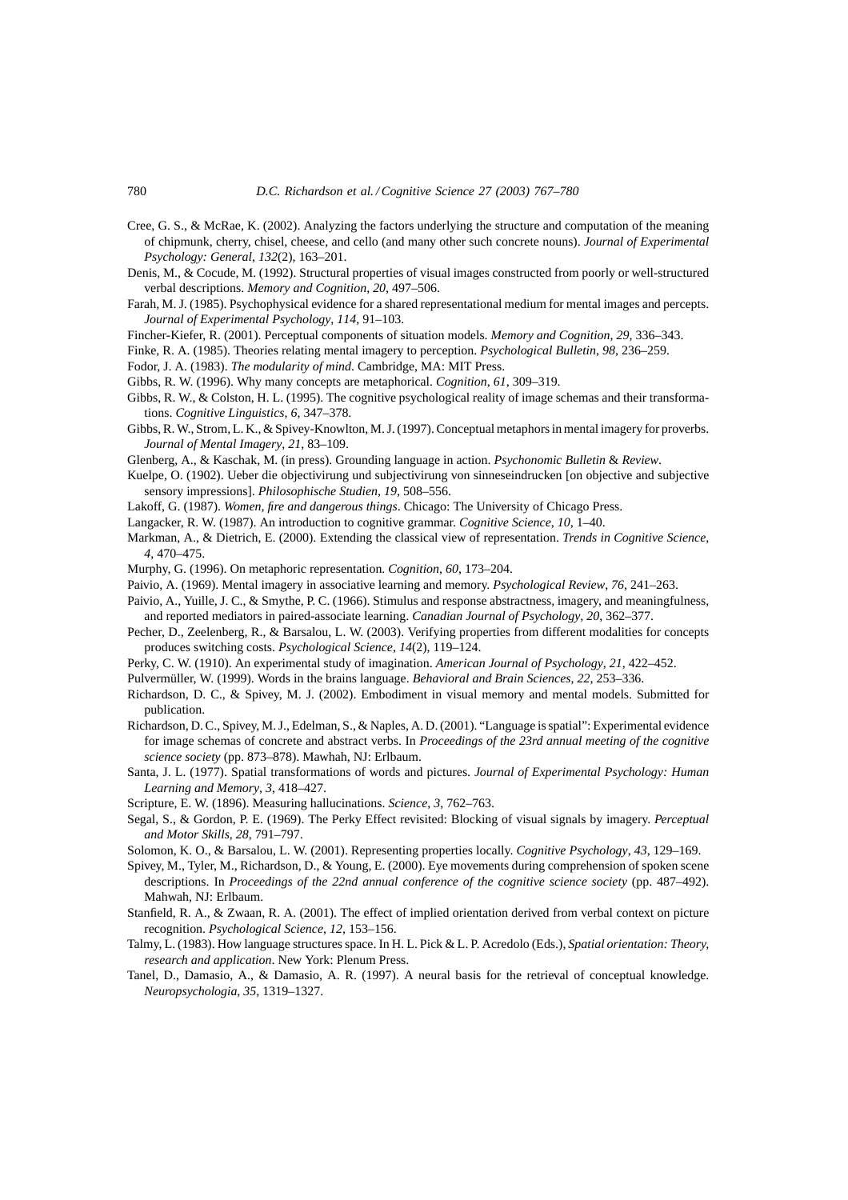Cree, G. S., & McRae, K. (2002). Analyzing the factors underlying the structure and computation of the meaning of chipmunk, cherry, chisel, cheese, and cello (and many other such concrete nouns). *Journal of Experimental Psychology: General*, *132*(2), 163–201.

Denis, M., & Cocude, M. (1992). Structural properties of visual images constructed from poorly or well-structured verbal descriptions. *Memory and Cognition*, *20*, 497–506.

Farah, M. J. (1985). Psychophysical evidence for a shared representational medium for mental images and percepts. *Journal of Experimental Psychology*, *114*, 91–103.

Fincher-Kiefer, R. (2001). Perceptual components of situation models. *Memory and Cognition*, *29*, 336–343.

Finke, R. A. (1985). Theories relating mental imagery to perception. *Psychological Bulletin*, *98*, 236–259.

Fodor, J. A. (1983). *The modularity of mind*. Cambridge, MA: MIT Press.

Gibbs, R. W. (1996). Why many concepts are metaphorical. *Cognition*, *61*, 309–319.

Gibbs, R. W., & Colston, H. L. (1995). The cognitive psychological reality of image schemas and their transformations. *Cognitive Linguistics*, *6*, 347–378.

Gibbs, R. W., Strom, L. K., & Spivey-Knowlton, M. J. (1997). Conceptual metaphors in mental imagery for proverbs. *Journal of Mental Imagery*, *21*, 83–109.

Glenberg, A., & Kaschak, M. (in press). Grounding language in action. *Psychonomic Bulletin* & *Review*.

Kuelpe, O. (1902). Ueber die objectivirung und subjectivirung von sinneseindrucken [on objective and subjective sensory impressions]. *Philosophische Studien*, *19*, 508–556.

Lakoff, G. (1987). *Women, fire and dangerous things*. Chicago: The University of Chicago Press.

Langacker, R. W. (1987). An introduction to cognitive grammar. *Cognitive Science*, *10*, 1–40.

Markman, A., & Dietrich, E. (2000). Extending the classical view of representation. *Trends in Cognitive Science*, *4*, 470–475.

Murphy, G. (1996). On metaphoric representation. *Cognition*, *60*, 173–204.

Paivio, A. (1969). Mental imagery in associative learning and memory. *Psychological Review*, *76*, 241–263.

Paivio, A., Yuille, J. C., & Smythe, P. C. (1966). Stimulus and response abstractness, imagery, and meaningfulness, and reported mediators in paired-associate learning. *Canadian Journal of Psychology*, *20*, 362–377.

Pecher, D., Zeelenberg, R., & Barsalou, L. W. (2003). Verifying properties from different modalities for concepts produces switching costs. *Psychological Science*, *14*(2), 119–124.

Perky, C. W. (1910). An experimental study of imagination. *American Journal of Psychology*, *21*, 422–452.

Pulvermüller, W. (1999). Words in the brains language. *Behavioral and Brain Sciences*, *22*, 253–336.

Richardson, D. C., & Spivey, M. J. (2002). Embodiment in visual memory and mental models. Submitted for publication.

Richardson, D. C., Spivey, M. J., Edelman, S., & Naples, A. D. (2001). "Language is spatial": Experimental evidence for image schemas of concrete and abstract verbs. In *Proceedings of the 23rd annual meeting of the cognitive science society* (pp. 873–878). Mawhah, NJ: Erlbaum.

Santa, J. L. (1977). Spatial transformations of words and pictures. *Journal of Experimental Psychology: Human Learning and Memory*, *3*, 418–427.

Scripture, E. W. (1896). Measuring hallucinations. *Science*, *3*, 762–763.

Segal, S., & Gordon, P. E. (1969). The Perky Effect revisited: Blocking of visual signals by imagery. *Perceptual and Motor Skills*, *28*, 791–797.

Solomon, K. O., & Barsalou, L. W. (2001). Representing properties locally. *Cognitive Psychology*, *43*, 129–169.

Spivey, M., Tyler, M., Richardson, D., & Young, E. (2000). Eye movements during comprehension of spoken scene descriptions. In *Proceedings of the 22nd annual conference of the cognitive science society* (pp. 487–492). Mahwah, NJ: Erlbaum.

Stanfield, R. A., & Zwaan, R. A. (2001). The effect of implied orientation derived from verbal context on picture recognition. *Psychological Science*, *12*, 153–156.

Talmy, L. (1983). How language structures space. In H. L. Pick & L. P. Acredolo (Eds.), *Spatial orientation: Theory, research and application*. New York: Plenum Press.

Tanel, D., Damasio, A., & Damasio, A. R. (1997). A neural basis for the retrieval of conceptual knowledge. *Neuropsychologia*, *35*, 1319–1327.